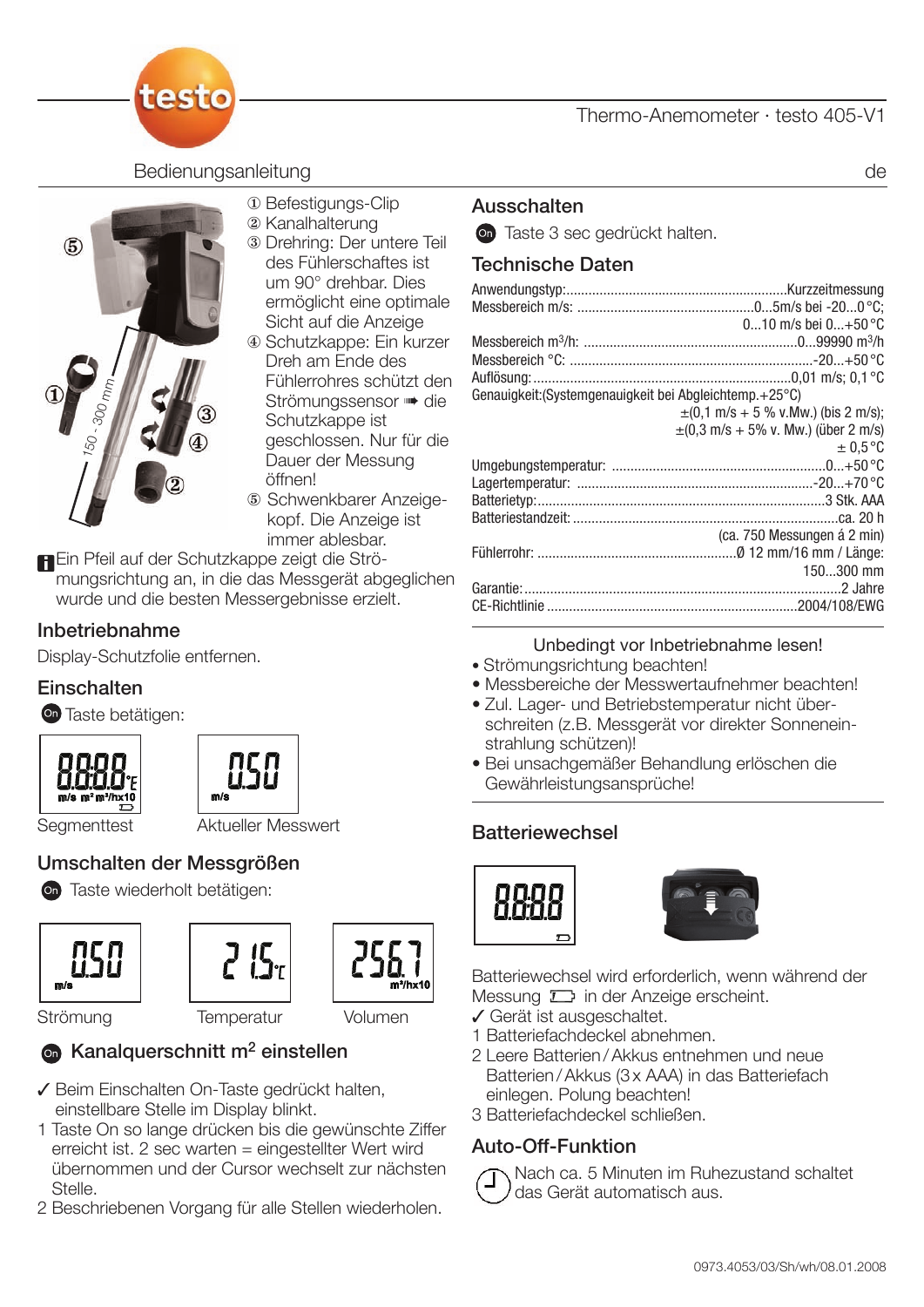# Thermo-Anemometer · testo 405-V1

Bedienungsanleitung

de

① Befestigungs-Clip
② Kanalhalterung
③ Drehring: Der untere Teil des Fühlerschaftes ist um 90° drehbar. Dies ermöglicht eine optimale Sicht auf die Anzeige
④ Schutzkappe: Ein kurzer Dreh am Ende des Fühlerrohres schützt den Strömungssensor ➠ die Schutzkappe ist geschlossen. Nur für die Dauer der Messung öffnen!
⑤ Schwenkbarer Anzeigekopf. Die Anzeige ist immer ablesbar.

Ein Pfeil auf der Schutzkappe zeigt die Strömungsrichtung an, in die das Messgerät abgeglichen wurde und die besten Messergebnisse erzielt.

## Inbetriebnahme

Display-Schutzfolie entfernen.

## Einschalten

On Taste betätigen:

Segmenttest — Aktueller Messwert

## Umschalten der Messgrößen

On Taste wiederholt betätigen:

Strömung — Temperatur — Volumen

## On Kanalquerschnitt m² einstellen

✓ Beim Einschalten On-Taste gedrückt halten, einstellbare Stelle im Display blinkt.

1 Taste On so lange drücken bis die gewünschte Ziffer erreicht ist. 2 sec warten = eingestellter Wert wird übernommen und der Cursor wechselt zur nächsten Stelle.
2 Beschriebenen Vorgang für alle Stellen wiederholen.

## Ausschalten

On Taste 3 sec gedrückt halten.

## Technische Daten

| | |
|---|---|
| Anwendungstyp: | Kurzzeitmessung |
| Messbereich m/s: | 0...5m/s bei -20...0 °C; 0...10 m/s bei 0...+50 °C |
| Messbereich m³/h: | 0...99990 m³/h |
| Messbereich °C: | -20...+50 °C |
| Auflösung: | 0,01 m/s; 0,1 °C |
| Genauigkeit:(Systemgenauigkeit bei Abgleichtemp.+25°C) | ±(0,1 m/s + 5 % v.Mw.) (bis 2 m/s); ±(0,3 m/s + 5% v. Mw.) (über 2 m/s) ± 0,5 °C |
| Umgebungstemperatur: | 0...+50 °C |
| Lagertemperatur: | -20...+70 °C |
| Batterietyp: | 3 Stk. AAA |
| Batteriestandzeit: | ca. 20 h (ca. 750 Messungen á 2 min) |
| Fühlerrohr: | Ø 12 mm/16 mm / Länge: 150...300 mm |
| Garantie: | 2 Jahre |
| CE-Richtlinie | 2004/108/EWG |

Unbedingt vor Inbetriebnahme lesen!

- Strömungsrichtung beachten!
- Messbereiche der Messwertaufnehmer beachten!
- Zul. Lager- und Betriebstemperatur nicht überschreiten (z.B. Messgerät vor direkter Sonneneinstrahlung schützen)!
- Bei unsachgemäßer Behandlung erlöschen die Gewährleistungsansprüche!

## Batteriewechsel

Batteriewechsel wird erforderlich, wenn während der Messung in der Anzeige erscheint.

✓ Gerät ist ausgeschaltet.

1 Batteriefachdeckel abnehmen.
2 Leere Batterien / Akkus entnehmen und neue Batterien / Akkus (3 x AAA) in das Batteriefach einlegen. Polung beachten!
3 Batteriefachdeckel schließen.

## Auto-Off-Funktion

Nach ca. 5 Minuten im Ruhezustand schaltet das Gerät automatisch aus.

0973.4053/03/Sh/wh/08.01.2008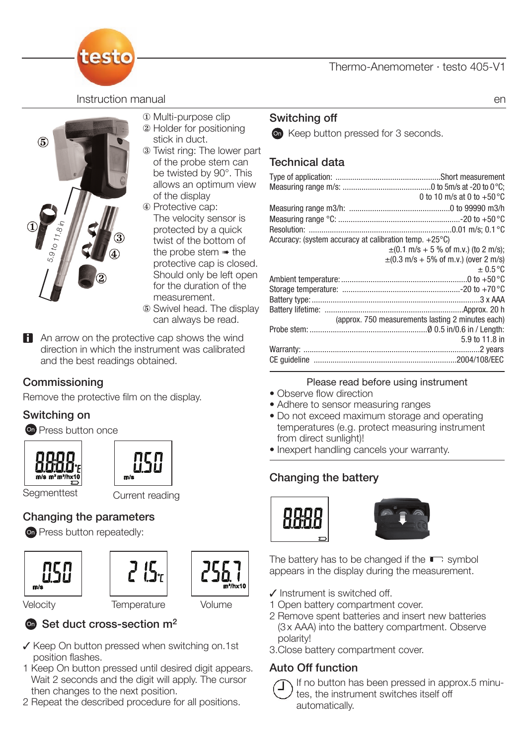Thermo-Anemometer · testo 405-V1

Instruction manual

en

① Multi-purpose clip
② Holder for positioning stick in duct.
③ Twist ring: The lower part of the probe stem can be twisted by 90°. This allows an optimum view of the display
④ Protective cap: The velocity sensor is protected by a quick twist of the bottom of the probe stem ➠ the protective cap is closed. Should only be left open for the duration of the measurement.
⑤ Swivel head. The display can always be read.

An arrow on the protective cap shows the wind direction in which the instrument was calibrated and the best readings obtained.

## Commissioning

Remove the protective film on the display.

## Switching on

On Press button once

Segmenttest

Current reading

## Changing the parameters

On Press button repeatedly:

Velocity

Temperature

Volume

## On Set duct cross-section $m^2$

✓ Keep On button pressed when switching on.1st position flashes.

1 Keep On button pressed until desired digit appears. Wait 2 seconds and the digit will apply. The cursor then changes to the next position.

2 Repeat the described procedure for all positions.

## Switching off

On Keep button pressed for 3 seconds.

## Technical data

| | |
|---|---|
| Type of application: | Short measurement |
| Measuring range m/s: | 0 to 5m/s at -20 to 0 °C; 0 to 10 m/s at 0 to +50 °C |
| Measuring range m3/h: | 0 to 99990 m3/h |
| Measuring range °C: | -20 to +50 °C |
| Resolution: | 0.01 m/s; 0.1 °C |
| Accuracy: (system accuracy at calibration temp. +25°C) | ±(0.1 m/s + 5 % of m.v.) (to 2 m/s); ±(0.3 m/s + 5% of m.v.) (over 2 m/s) ± 0.5 °C |
| Ambient temperature: | 0 to +50 °C |
| Storage temperature: | -20 to +70 °C |
| Battery type: | 3 x AAA |
| Battery lifetime: | Approx. 20 h (approx. 750 measurements lasting 2 minutes each) |
| Probe stem: | Ø 0.5 in/0.6 in / Length: 5.9 to 11.8 in |
| Warranty: | 2 years |
| CE guideline | 2004/108/EEC |

Please read before using instrument

- Observe flow direction
- Adhere to sensor measuring ranges
- Do not exceed maximum storage and operating temperatures (e.g. protect measuring instrument from direct sunlight)!
- Inexpert handling cancels your warranty.

## Changing the battery

The battery has to be changed if the symbol appears in the display during the measurement.

✓ Instrument is switched off.

1 Open battery compartment cover.

2 Remove spent batteries and insert new batteries (3 x AAA) into the battery compartment. Observe polarity!

3.Close battery compartment cover.

## Auto Off function

If no button has been pressed in approx.5 minutes, the instrument switches itself off automatically.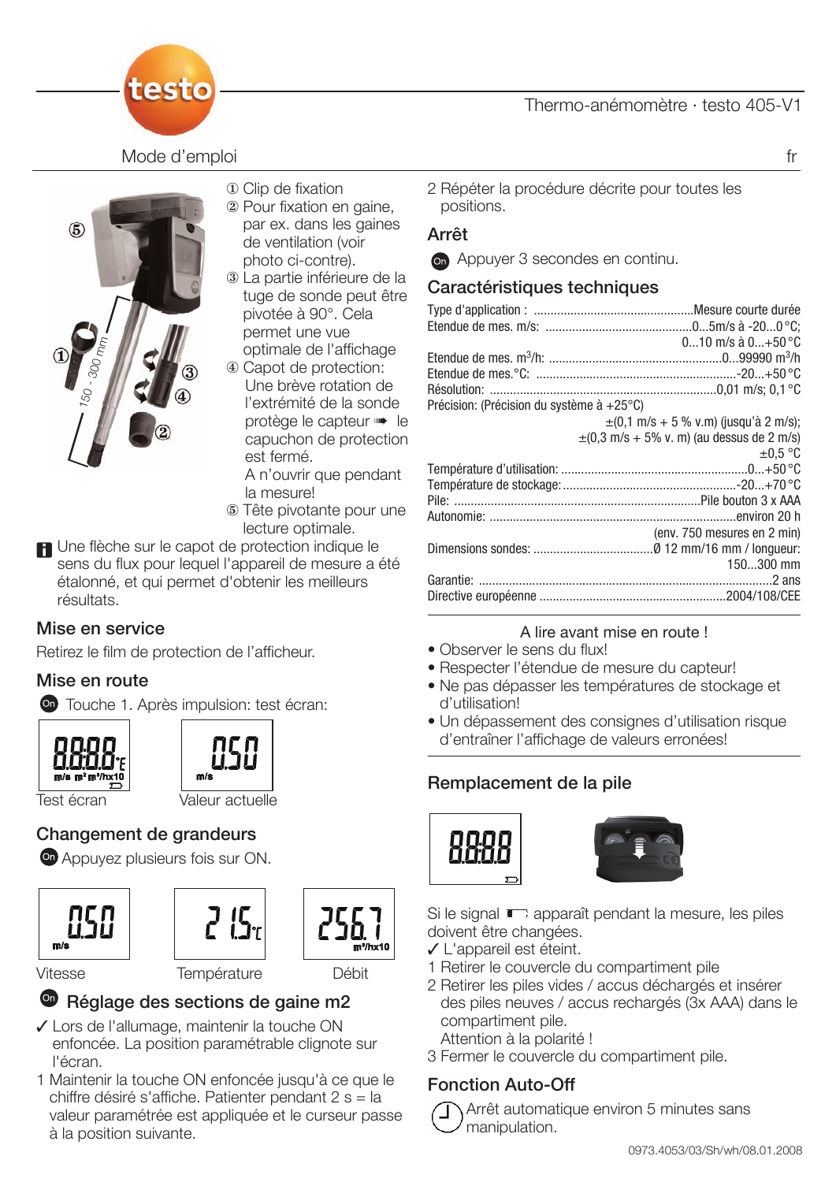Thermo-anémomètre · testo 405-V1

Mode d'emploi

fr

① Clip de fixation
② Pour fixation en gaine, par ex. dans les gaines de ventilation (voir photo ci-contre).
③ La partie inférieure de la tuge de sonde peut être pivotée à 90°. Cela permet une vue optimale de l'affichage
④ Capot de protection: Une brève rotation de l'extrémité de la sonde protège le capteur ➠ le capuchon de protection est fermé.
A n'ouvrir que pendant la mesure!
⑤ Tête pivotante pour une lecture optimale.

Une flèche sur le capot de protection indique le sens du flux pour lequel l'appareil de mesure a été étalonné, et qui permet d'obtenir les meilleurs résultats.

## Mise en service

Retirez le film de protection de l'afficheur.

## Mise en route

Touche 1. Après impulsion: test écran:

Test écran — Valeur actuelle

## Changement de grandeurs

Appuyez plusieurs fois sur ON.

Vitesse — Température — Débit

## Réglage des sections de gaine m2

✓ Lors de l'allumage, maintenir la touche ON enfoncée. La position paramétrable clignote sur l'écran.

1 Maintenir la touche ON enfoncée jusqu'à ce que le chiffre désiré s'affiche. Patienter pendant 2 s = la valeur paramétrée est appliquée et le curseur passe à la position suivante.

2 Répéter la procédure décrite pour toutes les positions.

## Arrêt

Appuyer 3 secondes en continu.

## Caractéristiques techniques

| | |
|---|---|
| Type d'application : | Mesure courte durée |
| Etendue de mes. m/s: | 0...5m/s à -20...0 °C; 0...10 m/s à 0...+50 °C |
| Etendue de mes. m³/h: | 0...99990 m³/h |
| Etendue de mes.°C: | -20...+50 °C |
| Résolution: | 0,01 m/s; 0,1 °C |
| Précision: (Précision du système à +25°C) | ±(0,1 m/s + 5 % v.m) (jusqu'à 2 m/s); ±(0,3 m/s + 5% v. m) (au dessus de 2 m/s); ±0,5 °C |
| Température d'utilisation: | 0...+50 °C |
| Température de stockage: | -20...+70 °C |
| Pile: | Pile bouton 3 x AAA |
| Autonomie: | environ 20 h (env. 750 mesures en 2 min) |
| Dimensions sondes: | Ø 12 mm/16 mm / longueur: 150...300 mm |
| Garantie: | 2 ans |
| Directive européenne | 2004/108/CEE |

A lire avant mise en route !

- Observer le sens du flux!
- Respecter l'étendue de mesure du capteur!
- Ne pas dépasser les températures de stockage et d'utilisation!
- Un dépassement des consignes d'utilisation risque d'entraîner l'affichage de valeurs erronées!

## Remplacement de la pile

Si le signal apparaît pendant la mesure, les piles doivent être changées.

✓ L'appareil est éteint.

1 Retirer le couvercle du compartiment pile
2 Retirer les piles vides / accus déchargés et insérer des piles neuves / accus rechargés (3x AAA) dans le compartiment pile.
Attention à la polarité !
3 Fermer le couvercle du compartiment pile.

## Fonction Auto-Off

Arrêt automatique environ 5 minutes sans manipulation.

0973.4053/03/Sh/wh/08.01.2008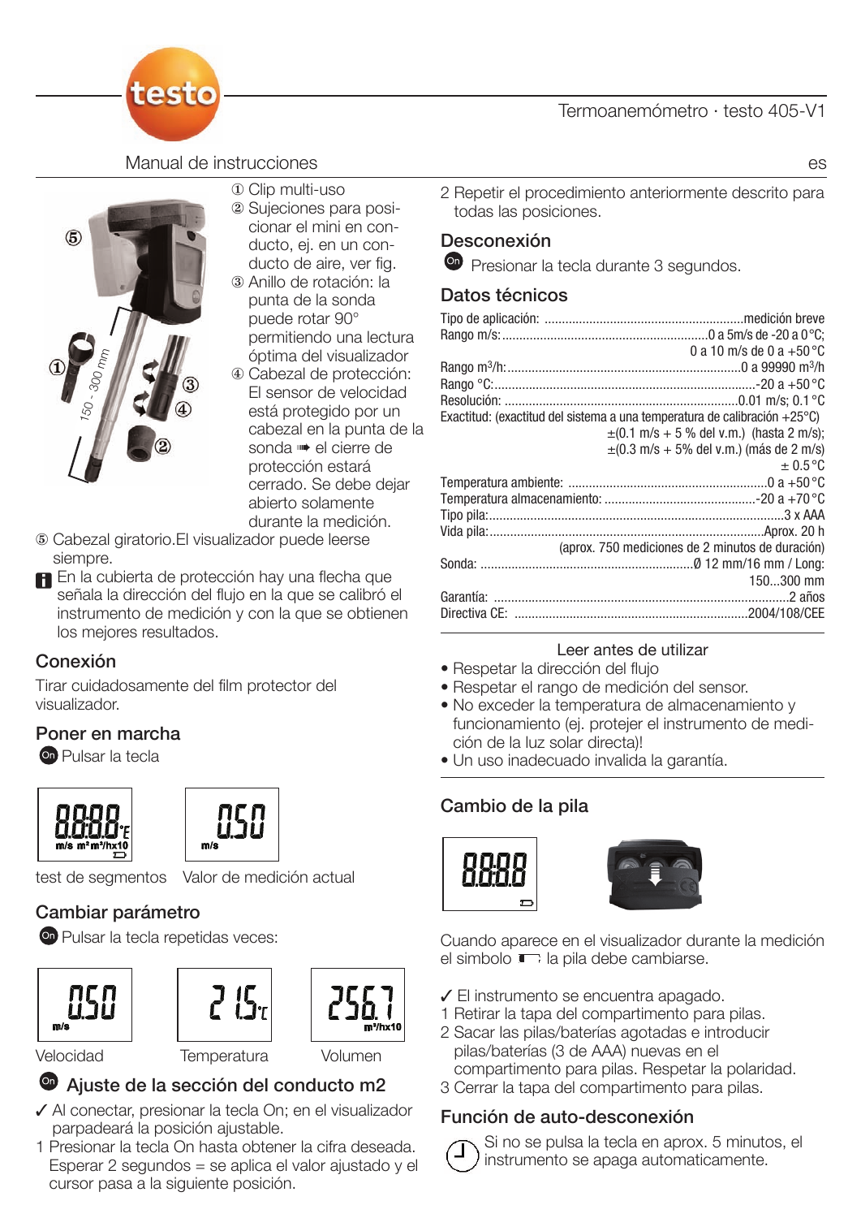Termoanemómetro · testo 405-V1

Manual de instrucciones

es

① Clip multi-uso
② Sujeciones para posicionar el mini en conducto, ej. en un conducto de aire, ver fig.
③ Anillo de rotación: la punta de la sonda puede rotar 90° permitiendo una lectura óptima del visualizador
④ Cabezal de protección: El sensor de velocidad está protegido por un cabezal en la punta de la sonda ➠ el cierre de protección estará cerrado. Se debe dejar abierto solamente durante la medición.
⑤ Cabezal giratorio. El visualizador puede leerse siempre.

En la cubierta de protección hay una flecha que señala la dirección del flujo en la que se calibró el instrumento de medición y con la que se obtienen los mejores resultados.

## Conexión

Tirar cuidadosamente del film protector del visualizador.

## Poner en marcha

On Pulsar la tecla

test de segmentos — Valor de medición actual

## Cambiar parámetro

On Pulsar la tecla repetidas veces:

Velocidad — Temperatura — Volumen

## On Ajuste de la sección del conducto m2

✓ Al conectar, presionar la tecla On; en el visualizador parpadeará la posición ajustable.

1 Presionar la tecla On hasta obtener la cifra deseada. Esperar 2 segundos = se aplica el valor ajustado y el cursor pasa a la siguiente posición.

2 Repetir el procedimiento anteriormente descrito para todas las posiciones.

## Desconexión

On Presionar la tecla durante 3 segundos.

## Datos técnicos

| | |
|---|---|
| Tipo de aplicación: | medición breve |
| Rango m/s: | 0 a 5m/s de -20 a 0 °C; 0 a 10 m/s de 0 a +50 °C |
| Rango m³/h: | 0 a 99990 m³/h |
| Rango °C: | -20 a +50 °C |
| Resolución: | 0.01 m/s; 0.1 °C |
| Exactitud: (exactitud del sistema a una temperatura de calibración +25°C) | ±(0.1 m/s + 5 % del v.m.) (hasta 2 m/s); ±(0.3 m/s + 5% del v.m.) (más de 2 m/s); ± 0.5 °C |
| Temperatura ambiente: | 0 a +50 °C |
| Temperatura almacenamiento: | -20 a +70 °C |
| Tipo pila: | 3 x AAA |
| Vida pila: | Aprox. 20 h (aprox. 750 mediciones de 2 minutos de duración) |
| Sonda: | Ø 12 mm/16 mm / Long: 150...300 mm |
| Garantía: | 2 años |
| Directiva CE: | 2004/108/CEE |

Leer antes de utilizar

- Respetar la dirección del flujo
- Respetar el rango de medición del sensor.
- No exceder la temperatura de almacenamiento y funcionamiento (ej. protejer el instrumento de medición de la luz solar directa)!
- Un uso inadecuado invalida la garantía.

## Cambio de la pila

Cuando aparece en el visualizador durante la medición el simbolo ▭ la pila debe cambiarse.

✓ El instrumento se encuentra apagado.

1 Retirar la tapa del compartimento para pilas.

2 Sacar las pilas/baterías agotadas e introducir pilas/baterías (3 de AAA) nuevas en el compartimento para pilas. Respetar la polaridad.

3 Cerrar la tapa del compartimento para pilas.

## Función de auto-desconexión

Si no se pulsa la tecla en aprox. 5 minutos, el instrumento se apaga automaticamente.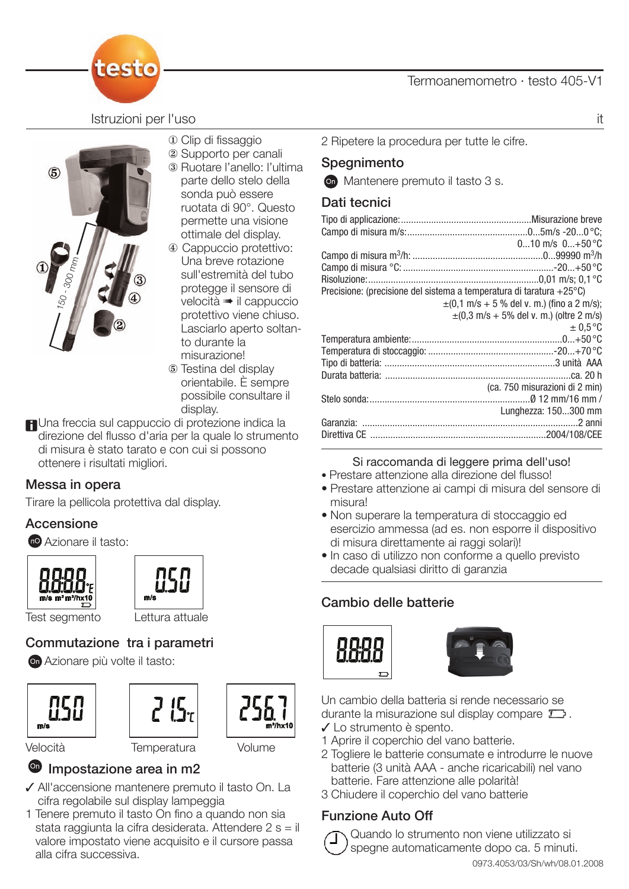Termoanemometro · testo 405-V1

Istruzioni per l'uso

it

① Clip di fissaggio
② Supporto per canali
③ Ruotare l'anello: l'ultima parte dello stelo della sonda può essere ruotata di 90°. Questo permette una visione ottimale del display.
④ Cappuccio protettivo: Una breve rotazione sull'estremità del tubo protegge il sensore di velocità ➟ il cappuccio protettivo viene chiuso. Lasciarlo aperto soltanto durante la misurazione!
⑤ Testina del display orientabile. È sempre possibile consultare il display.

Una freccia sul cappuccio di protezione indica la direzione del flusso d'aria per la quale lo strumento di misura è stato tarato e con cui si possono ottenere i risultati migliori.

## Messa in opera

Tirare la pellicola protettiva dal display.

## Accensione

Azionare il tasto:

Test segmento — Lettura attuale

## Commutazione tra i parametri

Azionare più volte il tasto:

Velocità — Temperatura — Volume

## Impostazione area in m2

✓ All'accensione mantenere premuto il tasto On. La cifra regolabile sul display lampeggia

1 Tenere premuto il tasto On fino a quando non sia stata raggiunta la cifra desiderata. Attendere 2 s = il valore impostato viene acquisito e il cursore passa alla cifra successiva.

2 Ripetere la procedura per tutte le cifre.

## Spegnimento

Mantenere premuto il tasto 3 s.

## Dati tecnici

| | |
|---|---|
| Tipo di applicazione: | Misurazione breve |
| Campo di misura m/s: | 0...5m/s -20...0 °C; 0...10 m/s 0...+50 °C |
| Campo di misura $m^3/h$: | 0...99990 $m^3/h$ |
| Campo di misura °C: | -20...+50 °C |
| Risoluzione: | 0,01 m/s; 0,1 °C |
| Precisione: (precisione del sistema a temperatura di taratura +25°C) | ±(0,1 m/s + 5 % del v. m.) (fino a 2 m/s); ±(0,3 m/s + 5% del v. m.) (oltre 2 m/s); ± 0,5 °C |
| Temperatura ambiente: | 0...+50 °C |
| Temperatura di stoccaggio: | -20...+70 °C |
| Tipo di batteria: | 3 unità AAA |
| Durata batteria: | ca. 20 h (ca. 750 misurazioni di 2 min) |
| Stelo sonda: | Ø 12 mm/16 mm / Lunghezza: 150...300 mm |
| Garanzia: | 2 anni |
| Direttiva CE | 2004/108/CEE |

Si raccomanda di leggere prima dell'uso!

- Prestare attenzione alla direzione del flusso!
- Prestare attenzione ai campi di misura del sensore di misura!
- Non superare la temperatura di stoccaggio ed esercizio ammessa (ad es. non esporre il dispositivo di misura direttamente ai raggi solari)!
- In caso di utilizzo non conforme a quello previsto decade qualsiasi diritto di garanzia

## Cambio delle batterie

Un cambio della batteria si rende necessario se durante la misurazione sul display compare ▭.

✓ Lo strumento è spento.

1 Aprire il coperchio del vano batterie.
2 Togliere le batterie consumate e introdurre le nuove batterie (3 unità AAA - anche ricaricabili) nel vano batterie. Fare attenzione alle polarità!
3 Chiudere il coperchio del vano batterie

## Funzione Auto Off

Quando lo strumento non viene utilizzato si spegne automaticamente dopo ca. 5 minuti.

0973.4053/03/Sh/wh/08.01.2008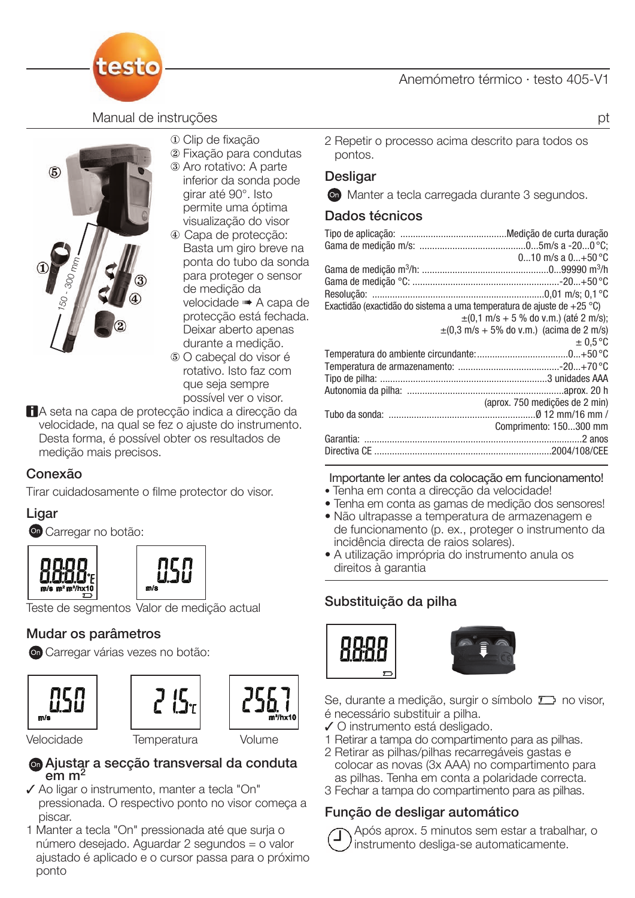# Anemómetro térmico · testo 405-V1

Manual de instruções

pt

① Clip de fixação
② Fixação para condutas
③ Aro rotativo: A parte inferior da sonda pode girar até 90°. Isto permite uma óptima visualização do visor
④ Capa de protecção: Basta um giro breve na ponta do tubo da sonda para proteger o sensor de medição da velocidade ➠ A capa de protecção está fechada. Deixar aberto apenas durante a medição.
⑤ O cabeçal do visor é rotativo. Isto faz com que seja sempre possível ver o visor.

150 - 300 mm

A seta na capa de protecção indica a direcção da velocidade, na qual se fez o ajuste do instrumento. Desta forma, é possível obter os resultados de medição mais precisos.

## Conexão

Tirar cuidadosamente o filme protector do visor.

## Ligar

On Carregar no botão:

8.8.8.8 °F m/s m² m³/hx10 — Teste de segmentos

0.50 m/s — Valor de medição actual

## Mudar os parâmetros

On Carregar várias vezes no botão:

0.50 m/s — Velocidade

21.5 °C — Temperatura

256.7 m³/hx10 — Volume

## On Ajustar a secção transversal da conduta em m²

✓ Ao ligar o instrumento, manter a tecla "On" pressionada. O respectivo ponto no visor começa a piscar.

1 Manter a tecla "On" pressionada até que surja o número desejado. Aguardar 2 segundos = o valor ajustado é aplicado e o cursor passa para o próximo ponto

2 Repetir o processo acima descrito para todos os pontos.

## Desligar

On Manter a tecla carregada durante 3 segundos.

## Dados técnicos

| | |
|---|---|
| Tipo de aplicação: | Medição de curta duração |
| Gama de medição m/s: | 0...5m/s a -20...0 °C; 0...10 m/s a 0...+50 °C |
| Gama de medição m³/h: | 0...99990 m³/h |
| Gama de medição °C: | -20...+50 °C |
| Resolução: | 0,01 m/s; 0,1 °C |
| Exactidão (exactidão do sistema a uma temperatura de ajuste de +25 °C) | ±(0,1 m/s + 5 % do v.m.) (até 2 m/s); ±(0,3 m/s + 5% do v.m.) (acima de 2 m/s); ± 0,5 °C |
| Temperatura do ambiente circundante: | 0...+50 °C |
| Temperatura de armazenamento: | -20...+70 °C |
| Tipo de pilha: | 3 unidades AAA |
| Autonomia da pilha: | aprox. 20 h (aprox. 750 medições de 2 min) |
| Tubo da sonda: | Ø 12 mm/16 mm / Comprimento: 150...300 mm |
| Garantia: | 2 anos |
| Directiva CE | 2004/108/CEE |

**Importante ler antes da colocação em funcionamento!**

- Tenha em conta a direcção da velocidade!
- Tenha em conta as gamas de medição dos sensores!
- Não ultrapasse a temperatura de armazenagem e de funcionamento (p. ex., proteger o instrumento da incidência directa de raios solares).
- A utilização imprópria do instrumento anula os direitos à garantia

## Substituição da pilha

8.8.8.8

Se, durante a medição, surgir o símbolo da pilha no visor, é necessário substituir a pilha.

✓ O instrumento está desligado.

1 Retirar a tampa do compartimento para as pilhas.
2 Retirar as pilhas/pilhas recarregáveis gastas e colocar as novas (3x AAA) no compartimento para as pilhas. Tenha em conta a polaridade correcta.
3 Fechar a tampa do compartimento para as pilhas.

## Função de desligar automático

Após aprox. 5 minutos sem estar a trabalhar, o instrumento desliga-se automaticamente.